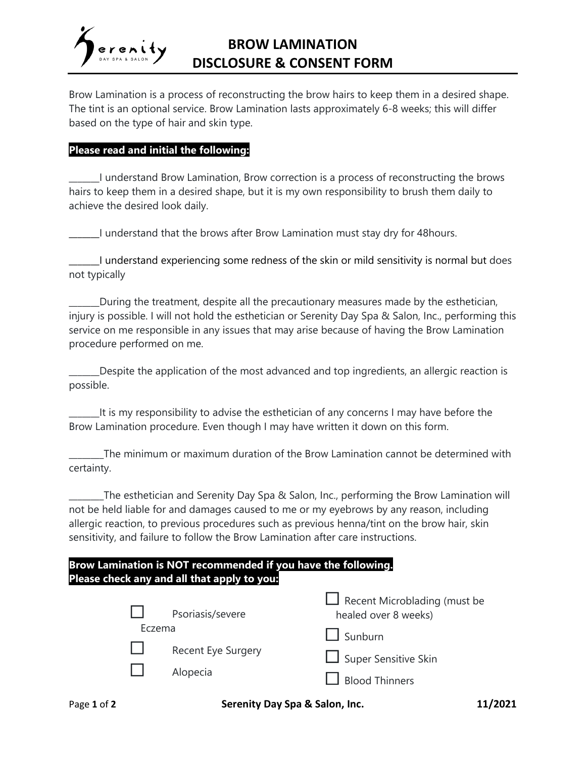# BROW LAMINATION DISCLOSURE & CONSENT FORM

Brow Lamination is a process of reconstructing the brow hairs to keep them in a desired shape. The tint is an optional service. Brow Lamination lasts approximately 6-8 weeks; this will differ based on the type of hair and skin type.

**Please read and initial the following:**

_______I understand Brow Lamination, Brow correction is a process of reconstructing the brows hairs to keep them in a desired shape, but it is my own responsibility to brush them daily to achieve the desired look daily.

_______I understand that the brows after Brow Lamination must stay dry for 48hours.

_______I understand experiencing some redness of the skin or mild sensitivity is normal but does not typically

_______During the treatment, despite all the precautionary measures made by the esthetician, injury is possible. I will not hold the esthetician or Serenity Day Spa & Salon, Inc., performing this service on me responsible in any issues that may arise because of having the Brow Lamination procedure performed on me.

_______Despite the application of the most advanced and top ingredients, an allergic reaction is possible.

_______It is my responsibility to advise the esthetician of any concerns I may have before the Brow Lamination procedure. Even though I may have written it down on this form.

________The minimum or maximum duration of the Brow Lamination cannot be determined with certainty.

________The esthetician and Serenity Day Spa & Salon, Inc., performing the Brow Lamination will not be held liable for and damages caused to me or my eyebrows by any reason, including allergic reaction, to previous procedures such as previous henna/tint on the brow hair, skin sensitivity, and failure to follow the Brow Lamination after care instructions.

**Brow Lamination is NOT recommended if you have the following.**
**Please check any and all that apply to you:**

- ☐ Psoriasis/severe Eczema
- ☐ Recent Eye Surgery
- ☐ Alopecia
- ☐ Recent Microblading (must be healed over 8 weeks)
- ☐ Sunburn
- ☐ Super Sensitive Skin
- ☐ Blood Thinners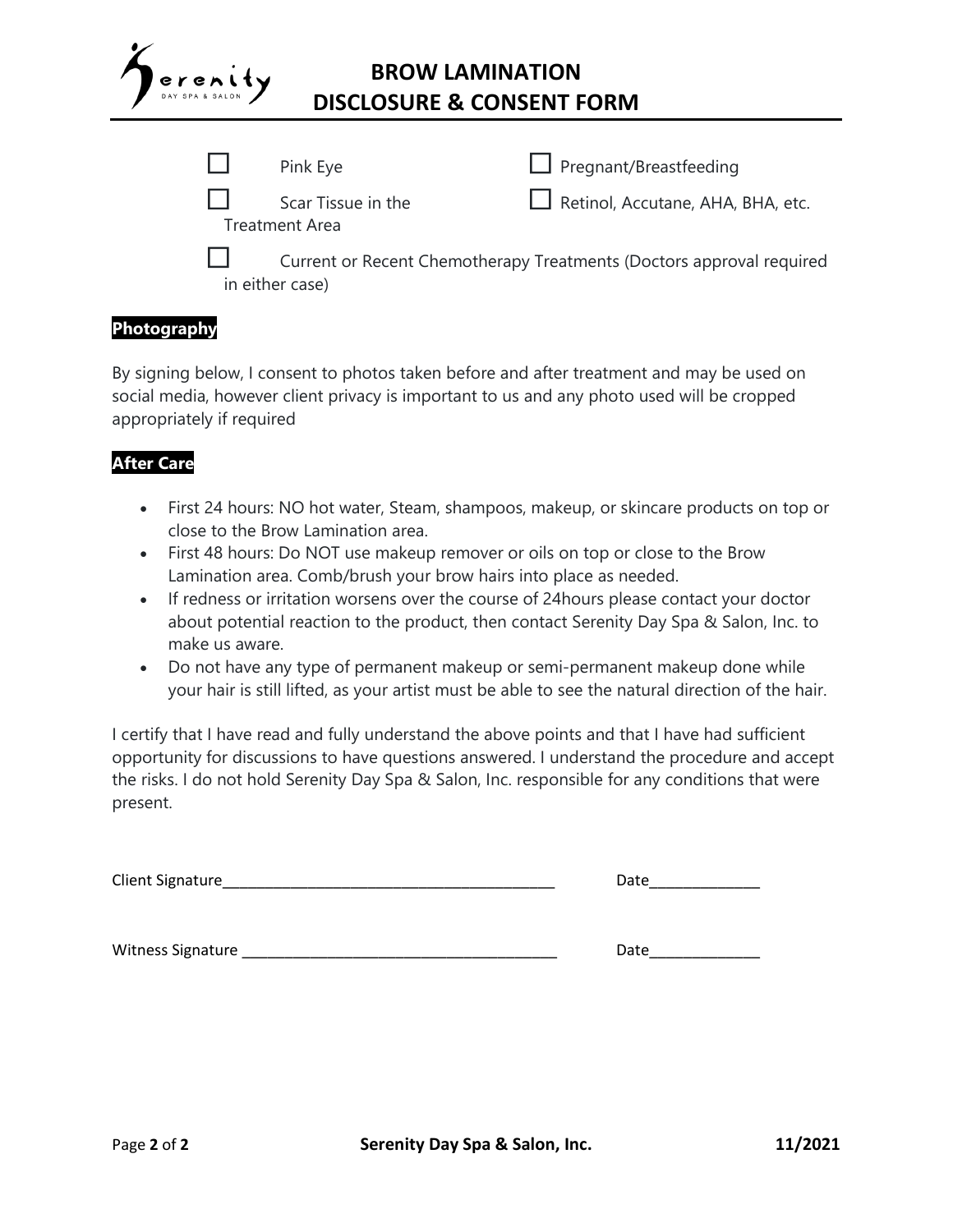# BROW LAMINATION DISCLOSURE & CONSENT FORM

- ☐ Pink Eye
- ☐ Pregnant/Breastfeeding
- ☐ Scar Tissue in the Treatment Area
- ☐ Retinol, Accutane, AHA, BHA, etc.
- ☐ Current or Recent Chemotherapy Treatments (Doctors approval required in either case)

**Photography**

By signing below, I consent to photos taken before and after treatment and may be used on social media, however client privacy is important to us and any photo used will be cropped appropriately if required

**After Care**

- First 24 hours: NO hot water, Steam, shampoos, makeup, or skincare products on top or close to the Brow Lamination area.
- First 48 hours: Do NOT use makeup remover or oils on top or close to the Brow Lamination area. Comb/brush your brow hairs into place as needed.
- If redness or irritation worsens over the course of 24hours please contact your doctor about potential reaction to the product, then contact Serenity Day Spa & Salon, Inc. to make us aware.
- Do not have any type of permanent makeup or semi-permanent makeup done while your hair is still lifted, as your artist must be able to see the natural direction of the hair.

I certify that I have read and fully understand the above points and that I have had sufficient opportunity for discussions to have questions answered. I understand the procedure and accept the risks. I do not hold Serenity Day Spa & Salon, Inc. responsible for any conditions that were present.

Client Signature\_\_\_\_\_\_\_\_\_\_\_\_\_\_\_\_\_\_\_\_\_\_\_\_\_\_\_\_\_\_\_\_\_\_\_\_\_\_\_\_ Date\_\_\_\_\_\_\_\_\_\_\_\_\_\_

Witness Signature \_\_\_\_\_\_\_\_\_\_\_\_\_\_\_\_\_\_\_\_\_\_\_\_\_\_\_\_\_\_\_\_\_\_\_\_\_\_\_ Date\_\_\_\_\_\_\_\_\_\_\_\_\_\_

Serenity Day Spa & Salon, Inc. 11/2021